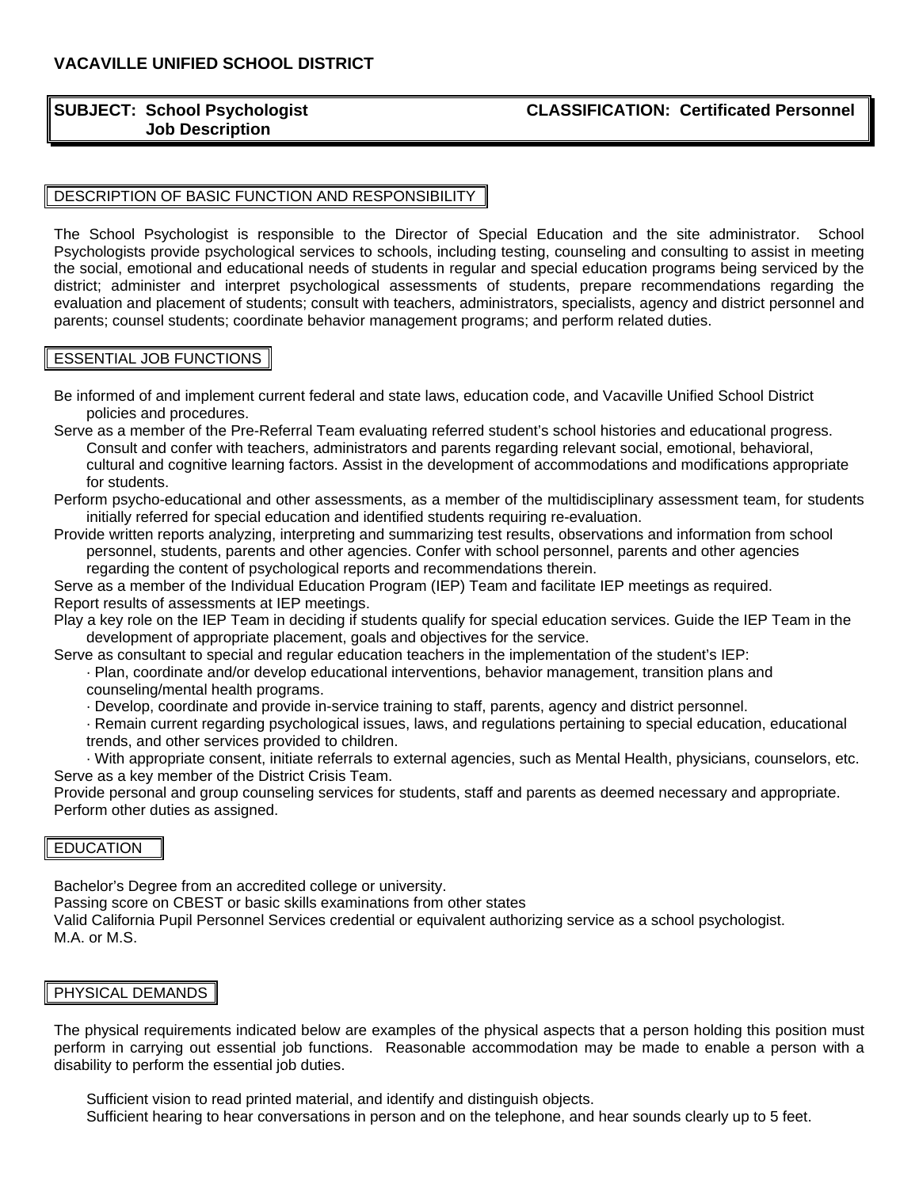# VACAVILLE UNIFIED SCHOOL DISTRICT

**SUBJECT: School Psychologist Job Description** **CLASSIFICATION: Certificated Personnel**

## DESCRIPTION OF BASIC FUNCTION AND RESPONSIBILITY

The School Psychologist is responsible to the Director of Special Education and the site administrator. School Psychologists provide psychological services to schools, including testing, counseling and consulting to assist in meeting the social, emotional and educational needs of students in regular and special education programs being serviced by the district; administer and interpret psychological assessments of students, prepare recommendations regarding the evaluation and placement of students; consult with teachers, administrators, specialists, agency and district personnel and parents; counsel students; coordinate behavior management programs; and perform related duties.

## ESSENTIAL JOB FUNCTIONS

Be informed of and implement current federal and state laws, education code, and Vacaville Unified School District policies and procedures.

Serve as a member of the Pre-Referral Team evaluating referred student's school histories and educational progress. Consult and confer with teachers, administrators and parents regarding relevant social, emotional, behavioral, cultural and cognitive learning factors. Assist in the development of accommodations and modifications appropriate for students.

Perform psycho-educational and other assessments, as a member of the multidisciplinary assessment team, for students initially referred for special education and identified students requiring re-evaluation.

Provide written reports analyzing, interpreting and summarizing test results, observations and information from school personnel, students, parents and other agencies. Confer with school personnel, parents and other agencies regarding the content of psychological reports and recommendations therein.

Serve as a member of the Individual Education Program (IEP) Team and facilitate IEP meetings as required.

Report results of assessments at IEP meetings.

Play a key role on the IEP Team in deciding if students qualify for special education services. Guide the IEP Team in the development of appropriate placement, goals and objectives for the service.

Serve as consultant to special and regular education teachers in the implementation of the student's IEP:

- Plan, coordinate and/or develop educational interventions, behavior management, transition plans and counseling/mental health programs.
- Develop, coordinate and provide in-service training to staff, parents, agency and district personnel.
- Remain current regarding psychological issues, laws, and regulations pertaining to special education, educational trends, and other services provided to children.
- With appropriate consent, initiate referrals to external agencies, such as Mental Health, physicians, counselors, etc.

Serve as a key member of the District Crisis Team.

Provide personal and group counseling services for students, staff and parents as deemed necessary and appropriate.

Perform other duties as assigned.

## EDUCATION

Bachelor's Degree from an accredited college or university.

Passing score on CBEST or basic skills examinations from other states

Valid California Pupil Personnel Services credential or equivalent authorizing service as a school psychologist.

M.A. or M.S.

## PHYSICAL DEMANDS

The physical requirements indicated below are examples of the physical aspects that a person holding this position must perform in carrying out essential job functions. Reasonable accommodation may be made to enable a person with a disability to perform the essential job duties.

Sufficient vision to read printed material, and identify and distinguish objects.

Sufficient hearing to hear conversations in person and on the telephone, and hear sounds clearly up to 5 feet.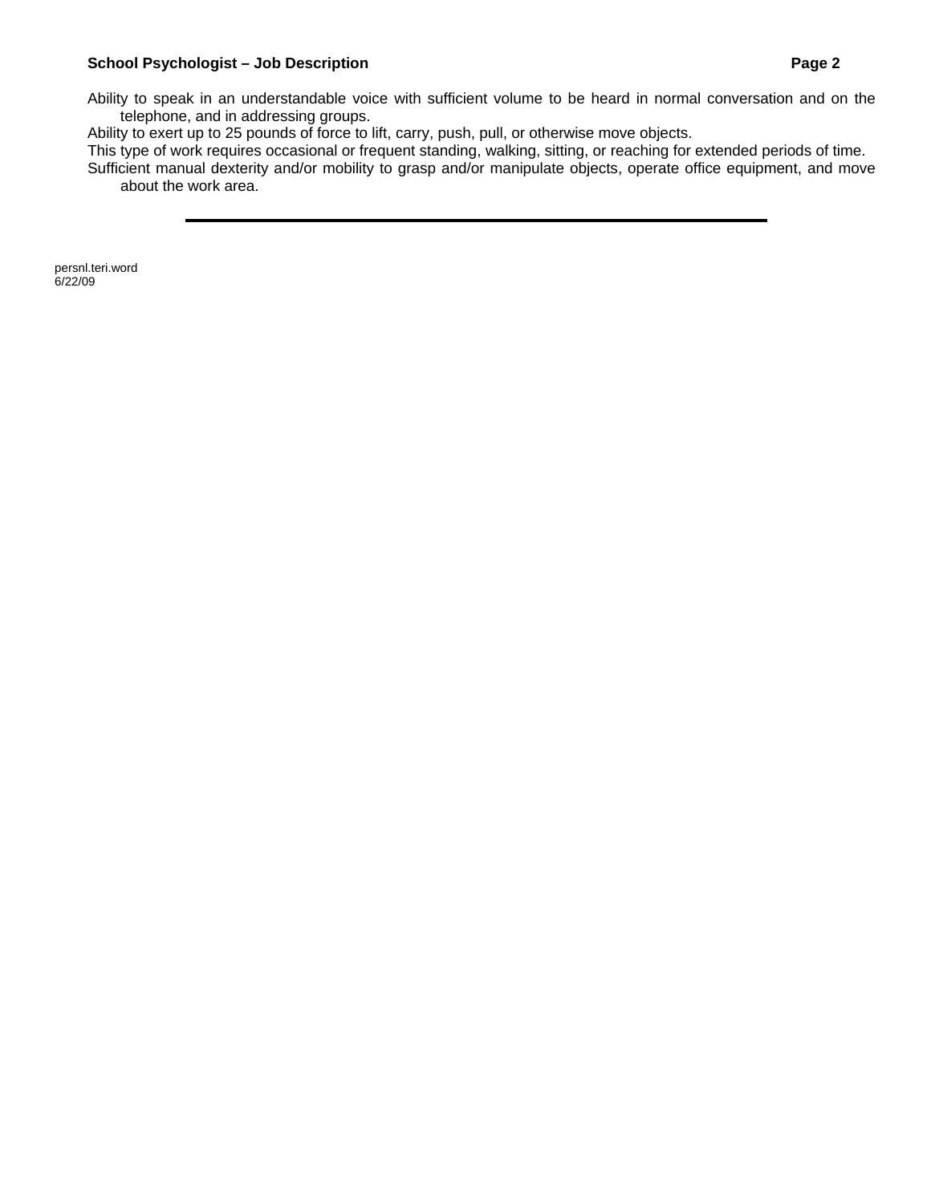Ability to speak in an understandable voice with sufficient volume to be heard in normal conversation and on the telephone, and in addressing groups.

Ability to exert up to 25 pounds of force to lift, carry, push, pull, or otherwise move objects.

This type of work requires occasional or frequent standing, walking, sitting, or reaching for extended periods of time.

Sufficient manual dexterity and/or mobility to grasp and/or manipulate objects, operate office equipment, and move about the work area.

---

persnl.teri.word
6/22/09